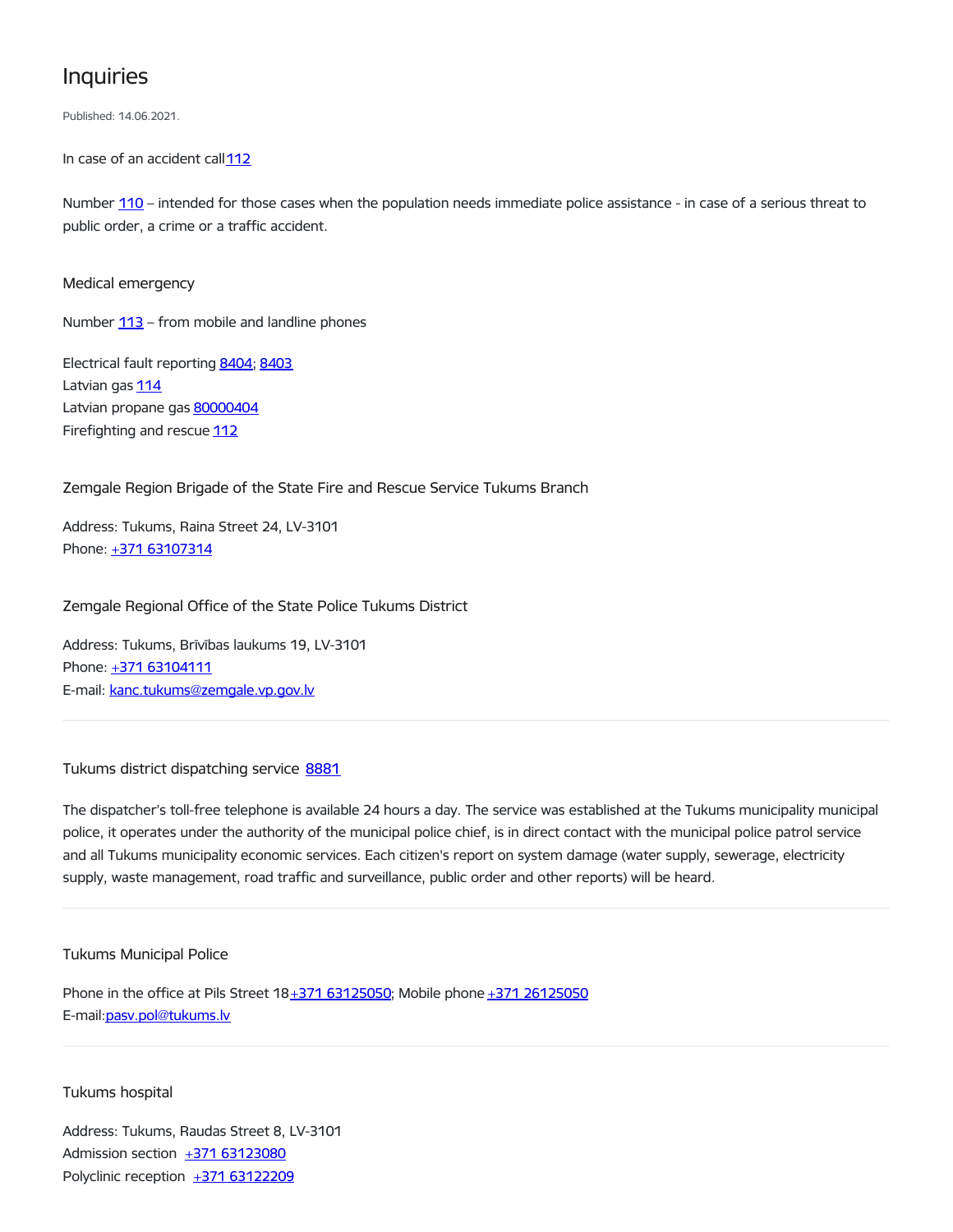# Inquiries

Published: 14.06.2021.

In case of an accident call 112

Number 110 – intended for those cases when the population needs immediate police assistance - in case of a serious threat to public order, a crime or a traffic accident.

### Medical emergency

Number 113 – from mobile and landline phones

Electrical fault reporting 8404; 8403  
Latvian gas 114  
Latvian propane gas 80000404  
Firefighting and rescue 112

### Zemgale Region Brigade of the State Fire and Rescue Service Tukums Branch

Address: Tukums, Raina Street 24, LV-3101  
Phone: +371 63107314

### Zemgale Regional Office of the State Police Tukums District

Address: Tukums, Brīvības laukums 19, LV-3101  
Phone: +371 63104111  
E-mail: kanc.tukums@zemgale.vp.gov.lv

---

### Tukums district dispatching service 8881

The dispatcher's toll-free telephone is available 24 hours a day. The service was established at the Tukums municipality municipal police, it operates under the authority of the municipal police chief, is in direct contact with the municipal police patrol service and all Tukums municipality economic services. Each citizen's report on system damage (water supply, sewerage, electricity supply, waste management, road traffic and surveillance, public order and other reports) will be heard.

---

### Tukums Municipal Police

Phone in the office at Pils Street 18 +371 63125050; Mobile phone +371 26125050  
E-mail: pasv.pol@tukums.lv

---

### Tukums hospital

Address: Tukums, Raudas Street 8, LV-3101  
Admission section +371 63123080  
Polyclinic reception +371 63122209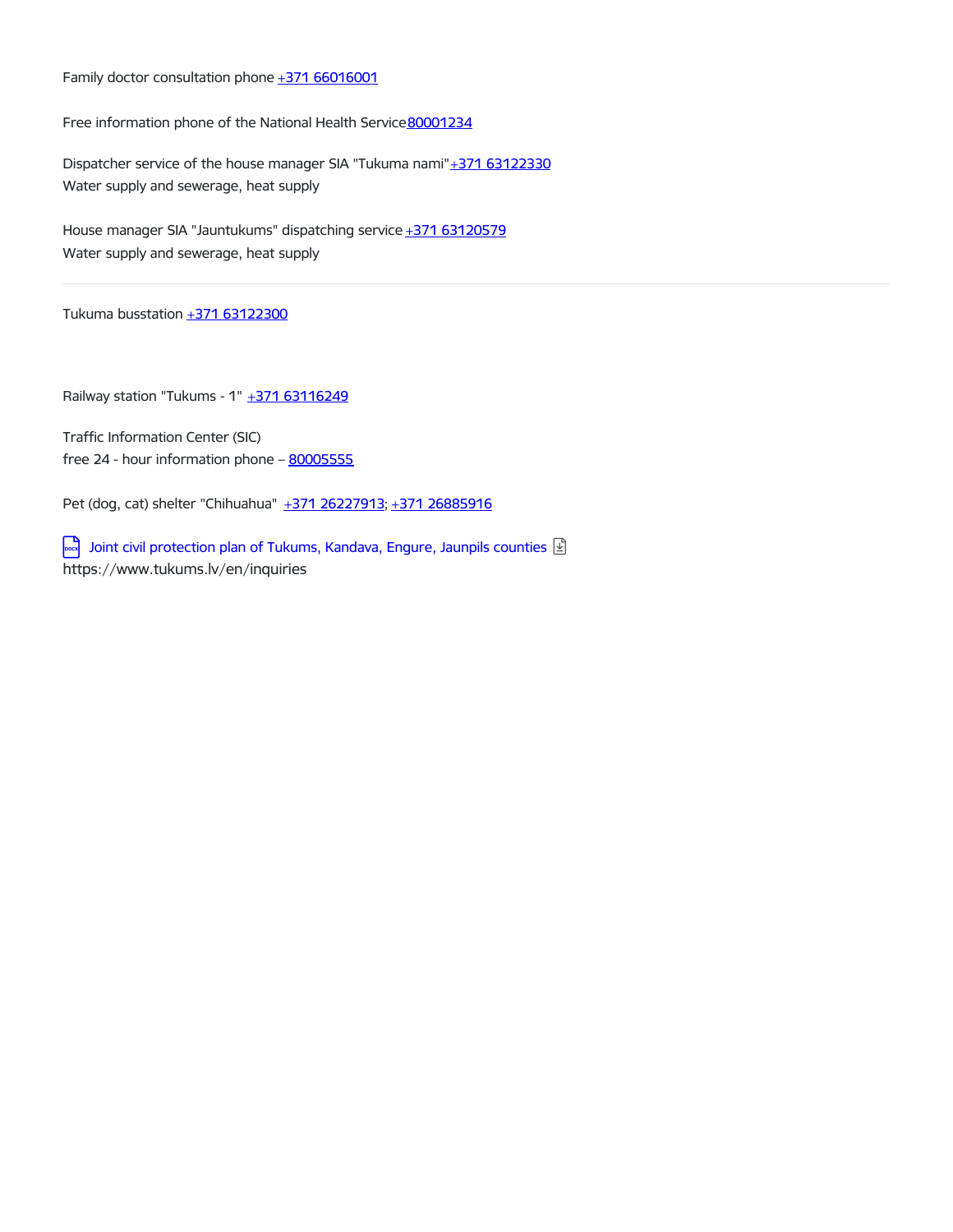Family doctor consultation phone +371 66016001

Free information phone of the National Health Service80001234

Dispatcher service of the house manager SIA "Tukuma nami"+371 63122330
Water supply and sewerage, heat supply

House manager SIA "Jauntukums" dispatching service +371 63120579
Water supply and sewerage, heat supply

---

Tukuma busstation +371 63122300

Railway station "Tukums - 1" +371 63116249

Traffic Information Center (SIC)
free 24 - hour information phone – 80005555

Pet (dog, cat) shelter "Chihuahua" +371 26227913; +371 26885916

Joint civil protection plan of Tukums, Kandava, Engure, Jaunpils counties

https://www.tukums.lv/en/inquiries